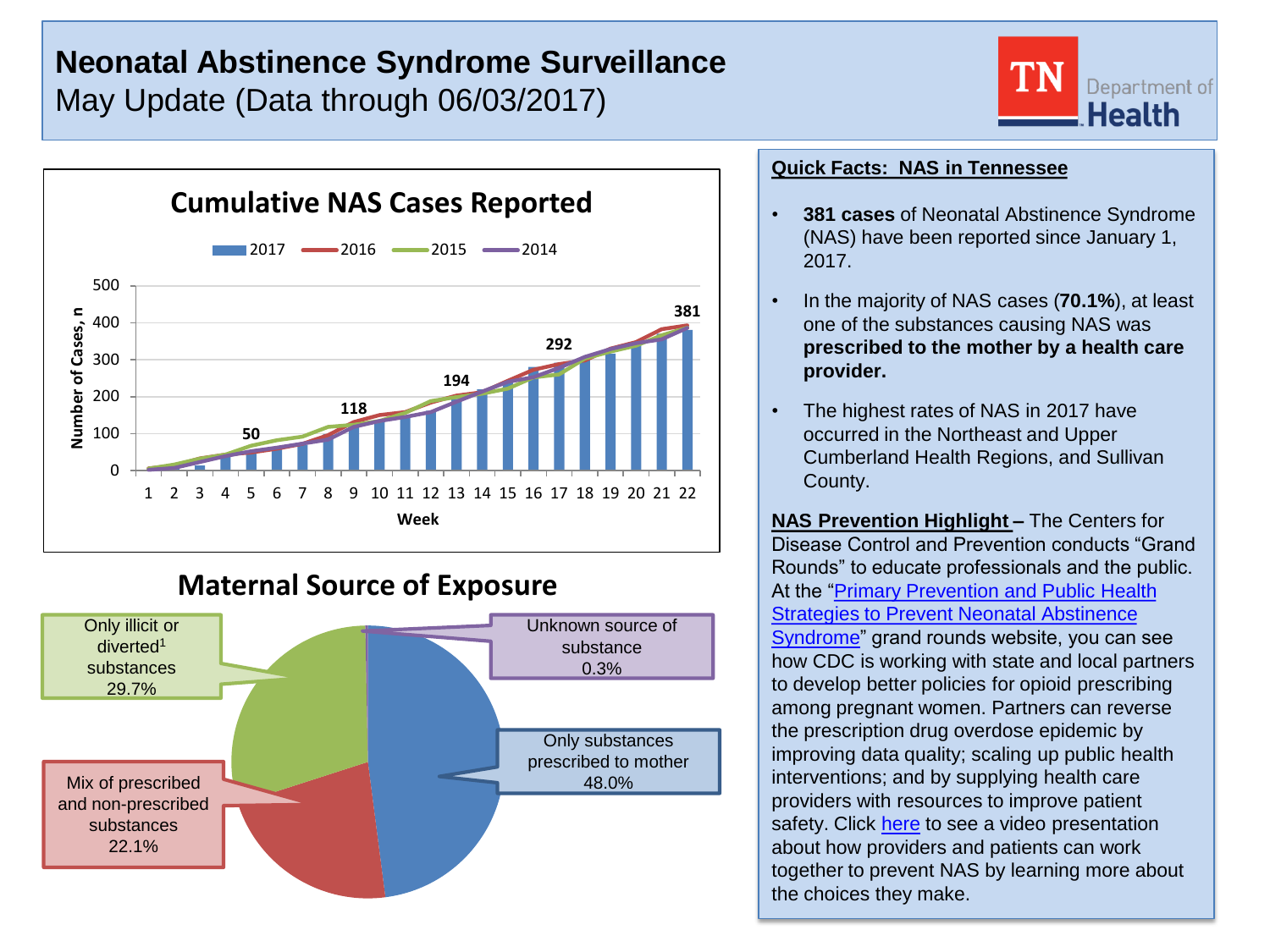# Neonatal Abstinence Syndrome Surveillance

May Update (Data through 06/03/2017)

TN Department of Health

## Cumulative NAS Cases Reported

2017 | 2016 | 2015 | 2014

Number of Cases, n

Week

50, 118, 194, 292, 381

## Maternal Source of Exposure

- Only illicit or diverted[1] substances 29.7%
- Unknown source of substance 0.3%
- Only substances prescribed to mother 48.0%
- Mix of prescribed and non-prescribed substances 22.1%

## Quick Facts: NAS in Tennessee

- **381 cases** of Neonatal Abstinence Syndrome (NAS) have been reported since January 1, 2017.
- In the majority of NAS cases (**70.1%**), at least one of the substances causing NAS was **prescribed to the mother by a health care provider.**
- The highest rates of NAS in 2017 have occurred in the Northeast and Upper Cumberland Health Regions, and Sullivan County.

**NAS Prevention Highlight –** The Centers for Disease Control and Prevention conducts "Grand Rounds" to educate professionals and the public. At the "Primary Prevention and Public Health Strategies to Prevent Neonatal Abstinence Syndrome" grand rounds website, you can see how CDC is working with state and local partners to develop better policies for opioid prescribing among pregnant women. Partners can reverse the prescription drug overdose epidemic by improving data quality; scaling up public health interventions; and by supplying health care providers with resources to improve patient safety. Click here to see a video presentation about how providers and patients can work together to prevent NAS by learning more about the choices they make.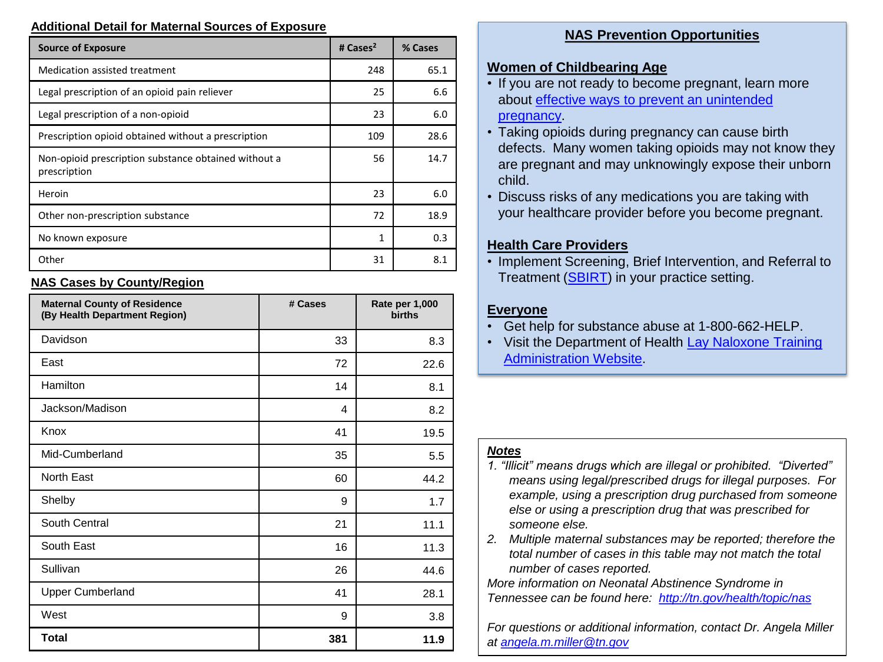## Additional Detail for Maternal Sources of Exposure

| Source of Exposure | # Cases[2] | % Cases |
|---|---|---|
| Medication assisted treatment | 248 | 65.1 |
| Legal prescription of an opioid pain reliever | 25 | 6.6 |
| Legal prescription of a non-opioid | 23 | 6.0 |
| Prescription opioid obtained without a prescription | 109 | 28.6 |
| Non-opioid prescription substance obtained without a prescription | 56 | 14.7 |
| Heroin | 23 | 6.0 |
| Other non-prescription substance | 72 | 18.9 |
| No known exposure | 1 | 0.3 |
| Other | 31 | 8.1 |

## NAS Cases by County/Region

| Maternal County of Residence (By Health Department Region) | # Cases | Rate per 1,000 births |
|---|---|---|
| Davidson | 33 | 8.3 |
| East | 72 | 22.6 |
| Hamilton | 14 | 8.1 |
| Jackson/Madison | 4 | 8.2 |
| Knox | 41 | 19.5 |
| Mid-Cumberland | 35 | 5.5 |
| North East | 60 | 44.2 |
| Shelby | 9 | 1.7 |
| South Central | 21 | 11.1 |
| South East | 16 | 11.3 |
| Sullivan | 26 | 44.6 |
| Upper Cumberland | 41 | 28.1 |
| West | 9 | 3.8 |
| **Total** | **381** | **11.9** |

## NAS Prevention Opportunities

### Women of Childbearing Age

- If you are not ready to become pregnant, learn more about effective ways to prevent an unintended pregnancy.
- Taking opioids during pregnancy can cause birth defects. Many women taking opioids may not know they are pregnant and may unknowingly expose their unborn child.
- Discuss risks of any medications you are taking with your healthcare provider before you become pregnant.

### Health Care Providers

- Implement Screening, Brief Intervention, and Referral to Treatment (SBIRT) in your practice setting.

### Everyone

- Get help for substance abuse at 1-800-662-HELP.
- Visit the Department of Health Lay Naloxone Training Administration Website.

***Notes***

*1. "Illicit" means drugs which are illegal or prohibited. "Diverted" means using legal/prescribed drugs for illegal purposes. For example, using a prescription drug purchased from someone else or using a prescription drug that was prescribed for someone else.*

*2. Multiple maternal substances may be reported; therefore the total number of cases in this table may not match the total number of cases reported.*

*More information on Neonatal Abstinence Syndrome in Tennessee can be found here: http://tn.gov/health/topic/nas*

*For questions or additional information, contact Dr. Angela Miller at angela.m.miller@tn.gov*